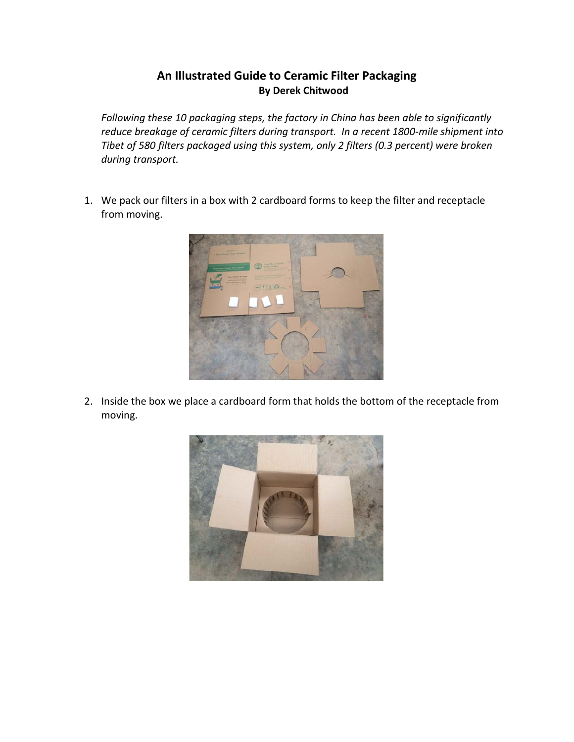# An Illustrated Guide to Ceramic Filter Packaging

**By Derek Chitwood**

*Following these 10 packaging steps, the factory in China has been able to significantly reduce breakage of ceramic filters during transport. In a recent 1800-mile shipment into Tibet of 580 filters packaged using this system, only 2 filters (0.3 percent) were broken during transport.*

1. We pack our filters in a box with 2 cardboard forms to keep the filter and receptacle from moving.

2. Inside the box we place a cardboard form that holds the bottom of the receptacle from moving.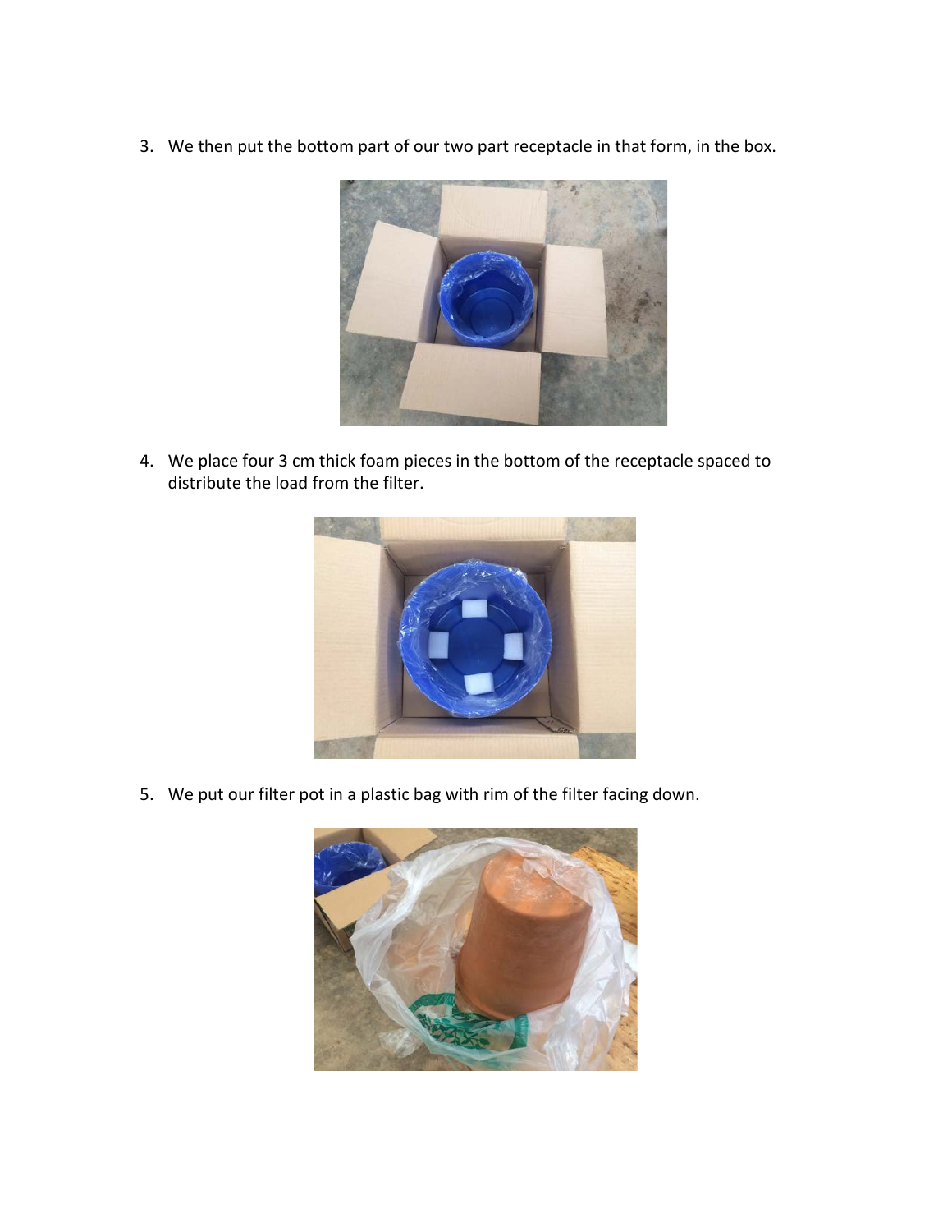3. We then put the bottom part of our two part receptacle in that form, in the box.

4. We place four 3 cm thick foam pieces in the bottom of the receptacle spaced to distribute the load from the filter.

5. We put our filter pot in a plastic bag with rim of the filter facing down.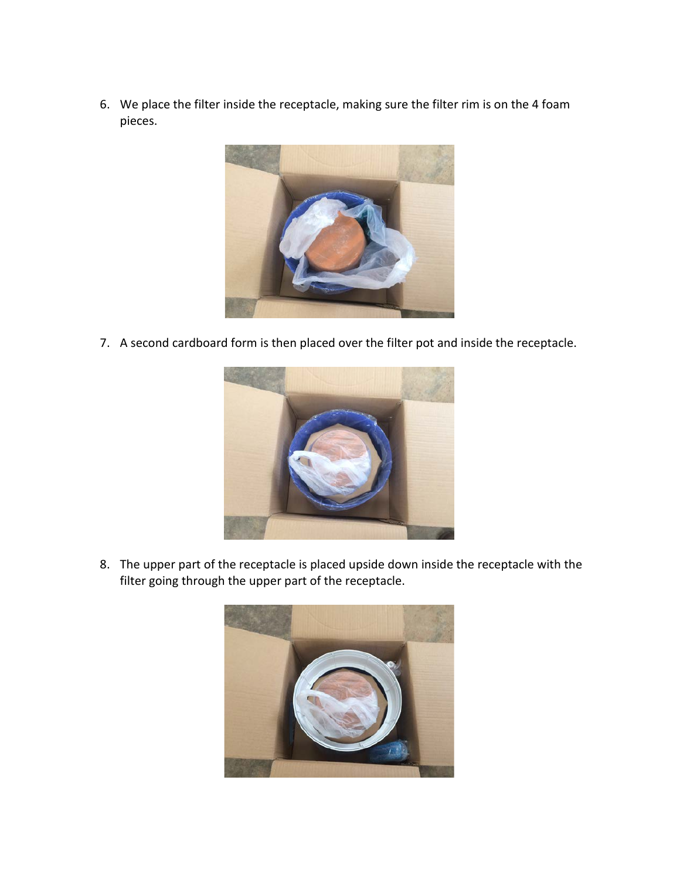6. We place the filter inside the receptacle, making sure the filter rim is on the 4 foam pieces.

7. A second cardboard form is then placed over the filter pot and inside the receptacle.

8. The upper part of the receptacle is placed upside down inside the receptacle with the filter going through the upper part of the receptacle.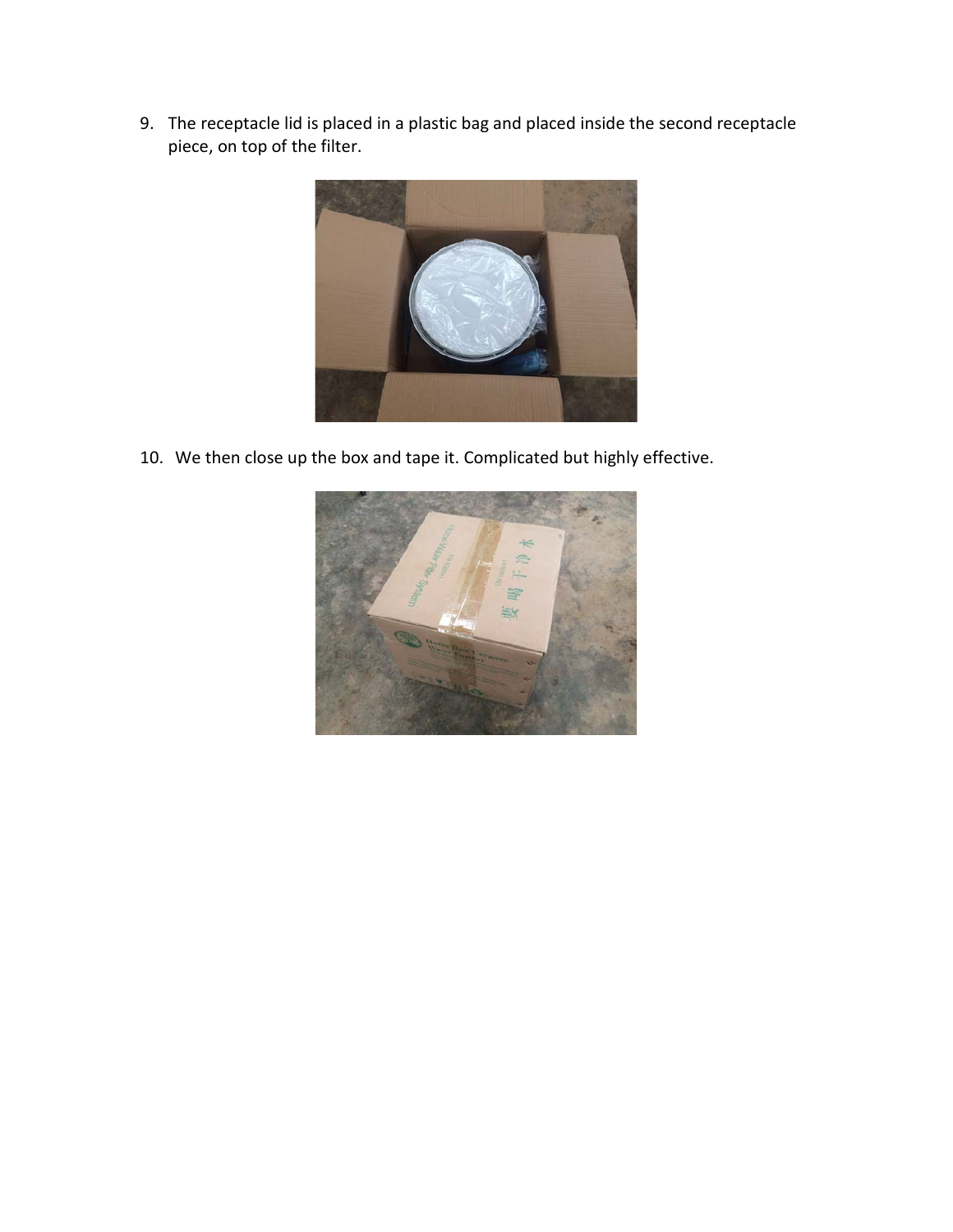9. The receptacle lid is placed in a plastic bag and placed inside the second receptacle piece, on top of the filter.

10. We then close up the box and tape it. Complicated but highly effective.